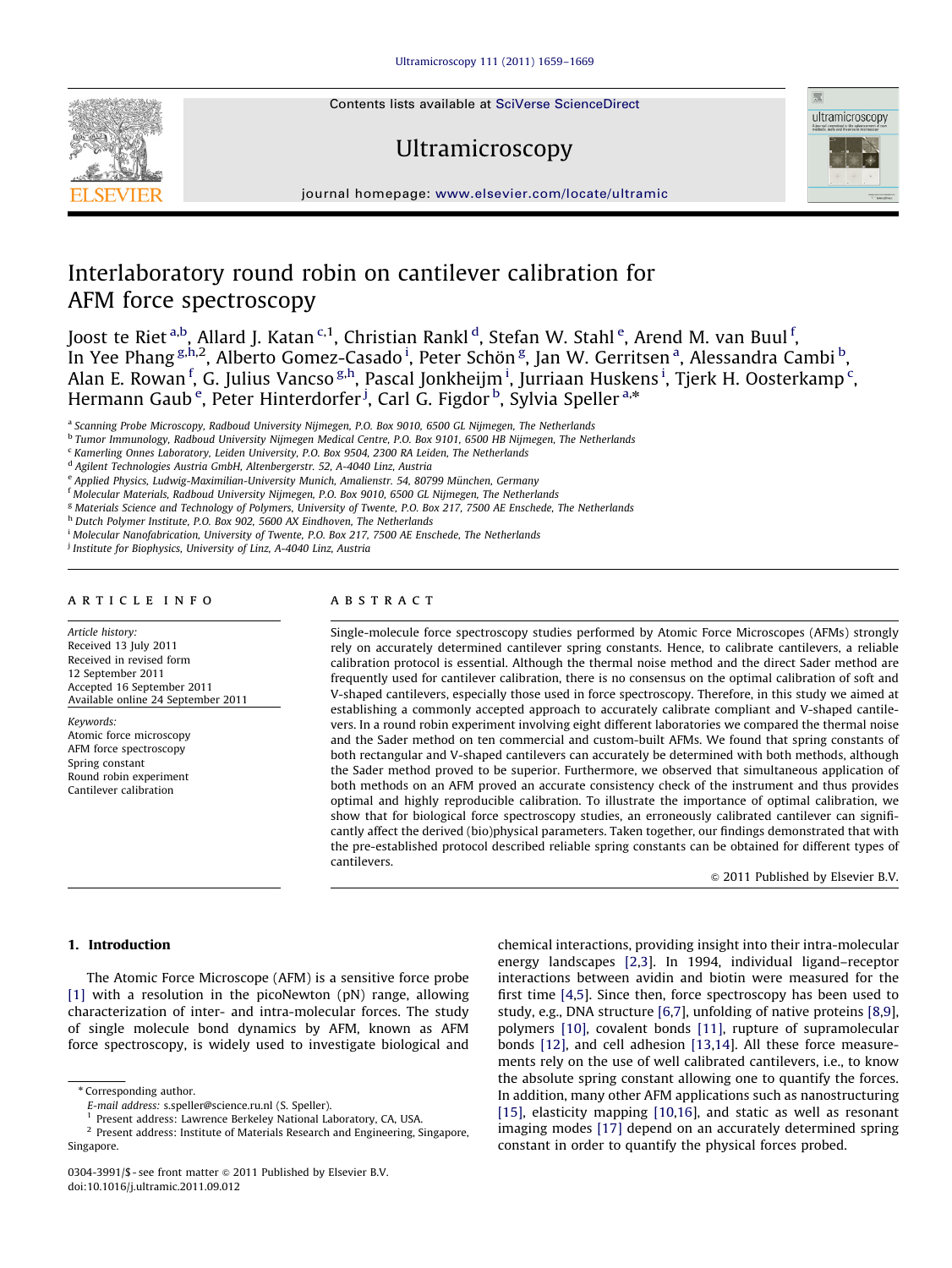# Interlaboratory round robin on cantilever calibration for AFM force spectroscopy

Joost te Riet [a,b], Allard J. Katan [c,1], Christian Rankl [d], Stefan W. Stahl [e], Arend M. van Buul [f], In Yee Phang [g,h,2], Alberto Gomez-Casado [i], Peter Schön [g], Jan W. Gerritsen [a], Alessandra Cambi [b], Alan E. Rowan [f], G. Julius Vancso [g,h], Pascal Jonkheijm [i], Jurriaan Huskens [i], Tjerk H. Oosterkamp [c], Hermann Gaub [e], Peter Hinterdorfer [j], Carl G. Figdor [b], Sylvia Speller [a,*]

[a] Scanning Probe Microscopy, Radboud University Nijmegen, P.O. Box 9010, 6500 GL Nijmegen, The Netherlands
[b] Tumor Immunology, Radboud University Nijmegen Medical Centre, P.O. Box 9101, 6500 HB Nijmegen, The Netherlands
[c] Kamerling Onnes Laboratory, Leiden University, P.O. Box 9504, 2300 RA Leiden, The Netherlands
[d] Agilent Technologies Austria GmbH, Altenbergerstr. 52, A-4040 Linz, Austria
[e] Applied Physics, Ludwig-Maximilian-University Munich, Amalienstr. 54, 80799 München, Germany
[f] Molecular Materials, Radboud University Nijmegen, P.O. Box 9010, 6500 GL Nijmegen, The Netherlands
[g] Materials Science and Technology of Polymers, University of Twente, P.O. Box 217, 7500 AE Enschede, The Netherlands
[h] Dutch Polymer Institute, P.O. Box 902, 5600 AX Eindhoven, The Netherlands
[i] Molecular Nanofabrication, University of Twente, P.O. Box 217, 7500 AE Enschede, The Netherlands
[j] Institute for Biophysics, University of Linz, A-4040 Linz, Austria

## ARTICLE INFO

*Article history:*
Received 13 July 2011
Received in revised form
12 September 2011
Accepted 16 September 2011
Available online 24 September 2011

*Keywords:*
Atomic force microscopy
AFM force spectroscopy
Spring constant
Round robin experiment
Cantilever calibration

## ABSTRACT

Single-molecule force spectroscopy studies performed by Atomic Force Microscopes (AFMs) strongly rely on accurately determined cantilever spring constants. Hence, to calibrate cantilevers, a reliable calibration protocol is essential. Although the thermal noise method and the direct Sader method are frequently used for cantilever calibration, there is no consensus on the optimal calibration of soft and V-shaped cantilevers, especially those used in force spectroscopy. Therefore, in this study we aimed at establishing a commonly accepted approach to accurately calibrate compliant and V-shaped cantilevers. In a round robin experiment involving eight different laboratories we compared the thermal noise and the Sader method on ten commercial and custom-built AFMs. We found that spring constants of both rectangular and V-shaped cantilevers can accurately be determined with both methods, although the Sader method proved to be superior. Furthermore, we observed that simultaneous application of both methods on an AFM proved an accurate consistency check of the instrument and thus provides optimal and highly reproducible calibration. To illustrate the importance of optimal calibration, we show that for biological force spectroscopy studies, an erroneously calibrated cantilever can significantly affect the derived (bio)physical parameters. Taken together, our findings demonstrated that with the pre-established protocol described reliable spring constants can be obtained for different types of cantilevers.

© 2011 Published by Elsevier B.V.

## 1. Introduction

The Atomic Force Microscope (AFM) is a sensitive force probe [1] with a resolution in the picoNewton (pN) range, allowing characterization of inter- and intra-molecular forces. The study of single molecule bond dynamics by AFM, known as AFM force spectroscopy, is widely used to investigate biological and chemical interactions, providing insight into their intra-molecular energy landscapes [2,3]. In 1994, individual ligand–receptor interactions between avidin and biotin were measured for the first time [4,5]. Since then, force spectroscopy has been used to study, e.g., DNA structure [6,7], unfolding of native proteins [8,9], polymers [10], covalent bonds [11], rupture of supramolecular bonds [12], and cell adhesion [13,14]. All these force measurements rely on the use of well calibrated cantilevers, i.e., to know the absolute spring constant allowing one to quantify the forces. In addition, many other AFM applications such as nanostructuring [15], elasticity mapping [10,16], and static as well as resonant imaging modes [17] depend on an accurately determined spring constant in order to quantify the physical forces probed.

* Corresponding author.
E-mail address: s.speller@science.ru.nl (S. Speller).
[1] Present address: Lawrence Berkeley National Laboratory, CA, USA.
[2] Present address: Institute of Materials Research and Engineering, Singapore, Singapore.

0304-3991/$ - see front matter © 2011 Published by Elsevier B.V.
doi:10.1016/j.ultramic.2011.09.012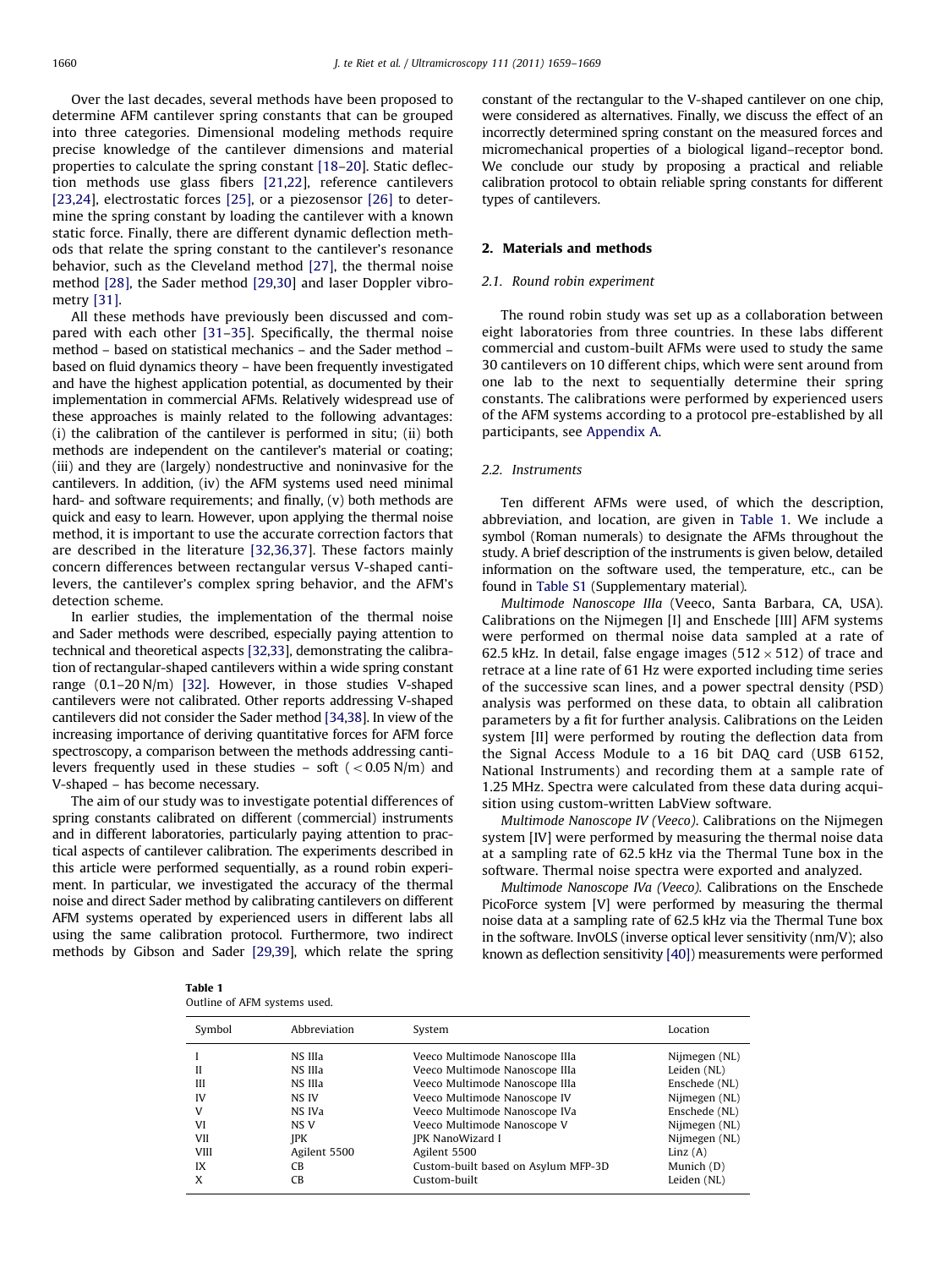Over the last decades, several methods have been proposed to determine AFM cantilever spring constants that can be grouped into three categories. Dimensional modeling methods require precise knowledge of the cantilever dimensions and material properties to calculate the spring constant [18–20]. Static deflection methods use glass fibers [21,22], reference cantilevers [23,24], electrostatic forces [25], or a piezosensor [26] to determine the spring constant by loading the cantilever with a known static force. Finally, there are different dynamic deflection methods that relate the spring constant to the cantilever's resonance behavior, such as the Cleveland method [27], the thermal noise method [28], the Sader method [29,30] and laser Doppler vibrometry [31].

All these methods have previously been discussed and compared with each other [31–35]. Specifically, the thermal noise method – based on statistical mechanics – and the Sader method – based on fluid dynamics theory – have been frequently investigated and have the highest application potential, as documented by their implementation in commercial AFMs. Relatively widespread use of these approaches is mainly related to the following advantages: (i) the calibration of the cantilever is performed in situ; (ii) both methods are independent on the cantilever's material or coating; (iii) and they are (largely) nondestructive and noninvasive for the cantilevers. In addition, (iv) the AFM systems used need minimal hard- and software requirements; and finally, (v) both methods are quick and easy to learn. However, upon applying the thermal noise method, it is important to use the accurate correction factors that are described in the literature [32,36,37]. These factors mainly concern differences between rectangular versus V-shaped cantilevers, the cantilever's complex spring behavior, and the AFM's detection scheme.

In earlier studies, the implementation of the thermal noise and Sader methods were described, especially paying attention to technical and theoretical aspects [32,33], demonstrating the calibration of rectangular-shaped cantilevers within a wide spring constant range (0.1–20 N/m) [32]. However, in those studies V-shaped cantilevers were not calibrated. Other reports addressing V-shaped cantilevers did not consider the Sader method [34,38]. In view of the increasing importance of deriving quantitative forces for AFM force spectroscopy, a comparison between the methods addressing cantilevers frequently used in these studies – soft ($<0.05$ N/m) and V-shaped – has become necessary.

The aim of our study was to investigate potential differences of spring constants calibrated on different (commercial) instruments and in different laboratories, particularly paying attention to practical aspects of cantilever calibration. The experiments described in this article were performed sequentially, as a round robin experiment. In particular, we investigated the accuracy of the thermal noise and direct Sader method by calibrating cantilevers on different AFM systems operated by experienced users in different labs all using the same calibration protocol. Furthermore, two indirect methods by Gibson and Sader [29,39], which relate the spring constant of the rectangular to the V-shaped cantilever on one chip, were considered as alternatives. Finally, we discuss the effect of an incorrectly determined spring constant on the measured forces and micromechanical properties of a biological ligand–receptor bond. We conclude our study by proposing a practical and reliable calibration protocol to obtain reliable spring constants for different types of cantilevers.

## 2. Materials and methods

### 2.1. Round robin experiment

The round robin study was set up as a collaboration between eight laboratories from three countries. In these labs different commercial and custom-built AFMs were used to study the same 30 cantilevers on 10 different chips, which were sent around from one lab to the next to sequentially determine their spring constants. The calibrations were performed by experienced users of the AFM systems according to a protocol pre-established by all participants, see Appendix A.

### 2.2. Instruments

Ten different AFMs were used, of which the description, abbreviation, and location, are given in Table 1. We include a symbol (Roman numerals) to designate the AFMs throughout the study. A brief description of the instruments is given below, detailed information on the software used, the temperature, etc., can be found in Table S1 (Supplementary material).

*Multimode Nanoscope IIIa* (Veeco, Santa Barbara, CA, USA). Calibrations on the Nijmegen [I] and Enschede [III] AFM systems were performed on thermal noise data sampled at a rate of 62.5 kHz. In detail, false engage images ($512\times512$) of trace and retrace at a line rate of 61 Hz were exported including time series of the successive scan lines, and a power spectral density (PSD) analysis was performed on these data, to obtain all calibration parameters by a fit for further analysis. Calibrations on the Leiden system [II] were performed by routing the deflection data from the Signal Access Module to a 16 bit DAQ card (USB 6152, National Instruments) and recording them at a sample rate of 1.25 MHz. Spectra were calculated from these data during acquisition using custom-written LabView software.

*Multimode Nanoscope IV (Veeco)*. Calibrations on the Nijmegen system [IV] were performed by measuring the thermal noise data at a sampling rate of 62.5 kHz via the Thermal Tune box in the software. Thermal noise spectra were exported and analyzed.

*Multimode Nanoscope IVa (Veeco)*. Calibrations on the Enschede PicoForce system [V] were performed by measuring the thermal noise data at a sampling rate of 62.5 kHz via the Thermal Tune box in the software. InvOLS (inverse optical lever sensitivity (nm/V); also known as deflection sensitivity [40]) measurements were performed

**Table 1**
Outline of AFM systems used.

| Symbol | Abbreviation | System | Location |
|---|---|---|---|
| I | NS IIIa | Veeco Multimode Nanoscope IIIa | Nijmegen (NL) |
| II | NS IIIa | Veeco Multimode Nanoscope IIIa | Leiden (NL) |
| III | NS IIIa | Veeco Multimode Nanoscope IIIa | Enschede (NL) |
| IV | NS IV | Veeco Multimode Nanoscope IV | Nijmegen (NL) |
| V | NS IVa | Veeco Multimode Nanoscope IVa | Enschede (NL) |
| VI | NS V | Veeco Multimode Nanoscope V | Nijmegen (NL) |
| VII | JPK | JPK NanoWizard I | Nijmegen (NL) |
| VIII | Agilent 5500 | Agilent 5500 | Linz (A) |
| IX | CB | Custom-built based on Asylum MFP-3D | Munich (D) |
| X | CB | Custom-built | Leiden (NL) |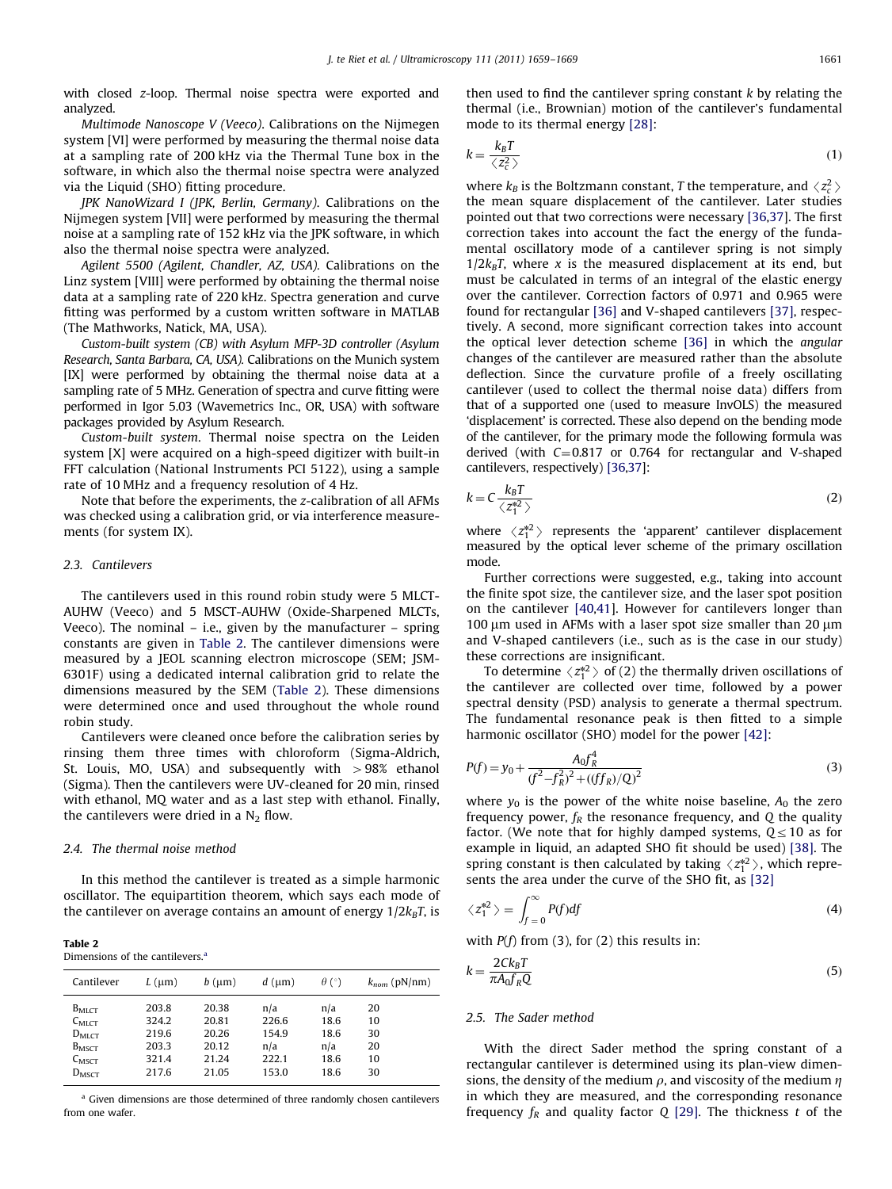with closed z-loop. Thermal noise spectra were exported and analyzed.

*Multimode Nanoscope V (Veeco)*. Calibrations on the Nijmegen system [VI] were performed by measuring the thermal noise data at a sampling rate of 200 kHz via the Thermal Tune box in the software, in which also the thermal noise spectra were analyzed via the Liquid (SHO) fitting procedure.

*JPK NanoWizard I (JPK, Berlin, Germany)*. Calibrations on the Nijmegen system [VII] were performed by measuring the thermal noise at a sampling rate of 152 kHz via the JPK software, in which also the thermal noise spectra were analyzed.

*Agilent 5500 (Agilent, Chandler, AZ, USA)*. Calibrations on the Linz system [VIII] were performed by obtaining the thermal noise data at a sampling rate of 220 kHz. Spectra generation and curve fitting was performed by a custom written software in MATLAB (The Mathworks, Natick, MA, USA).

*Custom-built system (CB) with Asylum MFP-3D controller (Asylum Research, Santa Barbara, CA, USA)*. Calibrations on the Munich system [IX] were performed by obtaining the thermal noise data at a sampling rate of 5 MHz. Generation of spectra and curve fitting were performed in Igor 5.03 (Wavemetrics Inc., OR, USA) with software packages provided by Asylum Research.

*Custom-built system*. Thermal noise spectra on the Leiden system [X] were acquired on a high-speed digitizer with built-in FFT calculation (National Instruments PCI 5122), using a sample rate of 10 MHz and a frequency resolution of 4 Hz.

Note that before the experiments, the z-calibration of all AFMs was checked using a calibration grid, or via interference measurements (for system IX).

### 2.3. Cantilevers

The cantilevers used in this round robin study were 5 MLCT-AUHW (Veeco) and 5 MSCT-AUHW (Oxide-Sharpened MLCTs, Veeco). The nominal – i.e., given by the manufacturer – spring constants are given in Table 2. The cantilever dimensions were measured by a JEOL scanning electron microscope (SEM; JSM-6301F) using a dedicated internal calibration grid to relate the dimensions measured by the SEM (Table 2). These dimensions were determined once and used throughout the whole round robin study.

Cantilevers were cleaned once before the calibration series by rinsing them three times with chloroform (Sigma-Aldrich, St. Louis, MO, USA) and subsequently with >98% ethanol (Sigma). Then the cantilevers were UV-cleaned for 20 min, rinsed with ethanol, MQ water and as a last step with ethanol. Finally, the cantilevers were dried in a $N_2$ flow.

### 2.4. The thermal noise method

In this method the cantilever is treated as a simple harmonic oscillator. The equipartition theorem, which says each mode of the cantilever on average contains an amount of energy $1/2k_BT$, is then used to find the cantilever spring constant $k$ by relating the thermal (i.e., Brownian) motion of the cantilever's fundamental mode to its thermal energy [28]:

$$k = \frac{k_B T}{\langle z_c^2 \rangle} \tag{1}$$

where $k_B$ is the Boltzmann constant, $T$ the temperature, and $\langle z_c^2 \rangle$ the mean square displacement of the cantilever. Later studies pointed out that two corrections were necessary [36,37]. The first correction takes into account the fact the energy of the fundamental oscillatory mode of a cantilever spring is not simply $1/2k_BT$, where $x$ is the measured displacement at its end, but must be calculated in terms of an integral of the elastic energy over the cantilever. Correction factors of 0.971 and 0.965 were found for rectangular [36] and V-shaped cantilevers [37], respectively. A second, more significant correction takes into account the optical lever detection scheme [36] in which the *angular* changes of the cantilever are measured rather than the absolute deflection. Since the curvature profile of a freely oscillating cantilever (used to collect the thermal noise data) differs from that of a supported one (used to measure InvOLS) the measured 'displacement' is corrected. These also depend on the bending mode of the cantilever, for the primary mode the following formula was derived (with $C=0.817$ or 0.764 for rectangular and V-shaped cantilevers, respectively) [36,37]:

$$k = C \frac{k_B T}{\langle z_1^{*2} \rangle} \tag{2}$$

where $\langle z_1^{*2} \rangle$ represents the 'apparent' cantilever displacement measured by the optical lever scheme of the primary oscillation mode.

Further corrections were suggested, e.g., taking into account the finite spot size, the cantilever size, and the laser spot position on the cantilever [40,41]. However for cantilevers longer than 100 μm used in AFMs with a laser spot size smaller than 20 μm and V-shaped cantilevers (i.e., such as is the case in our study) these corrections are insignificant.

To determine $\langle z_1^{*2} \rangle$ of (2) the thermally driven oscillations of the cantilever are collected over time, followed by a power spectral density (PSD) analysis to generate a thermal spectrum. The fundamental resonance peak is then fitted to a simple harmonic oscillator (SHO) model for the power [42]:

$$P(f) = y_0 + \frac{A_0 f_R^4}{(f^2 - f_R^2)^2 + ((f f_R)/Q)^2} \tag{3}$$

where $y_0$ is the power of the white noise baseline, $A_0$ the zero frequency power, $f_R$ the resonance frequency, and $Q$ the quality factor. (We note that for highly damped systems, $Q \leq 10$ as for example in liquid, an adapted SHO fit should be used) [38]. The spring constant is then calculated by taking $\langle z_1^{*2} \rangle$, which represents the area under the curve of the SHO fit, as [32]

$$\langle z_1^{*2} \rangle = \int_{f=0}^{\infty} P(f) df \tag{4}$$

with $P(f)$ from (3), for (2) this results in:

$$k = \frac{2 C k_B T}{\pi A_0 f_R Q} \tag{5}$$

### 2.5. The Sader method

With the direct Sader method the spring constant of a rectangular cantilever is determined using its plan-view dimensions, the density of the medium $\rho$, and viscosity of the medium $\eta$ in which they are measured, and the corresponding resonance frequency $f_R$ and quality factor $Q$ [29]. The thickness $t$ of the

**Table 2**
Dimensions of the cantilevers.[a]

| Cantilever | $L$ (μm) | $b$ (μm) | $d$ (μm) | $\theta$ (°) | $k_{nom}$ (pN/nm) |
|---|---|---|---|---|---|
| $B_{MLCT}$ | 203.8 | 20.38 | n/a | n/a | 20 |
| $C_{MLCT}$ | 324.2 | 20.81 | 226.6 | 18.6 | 10 |
| $D_{MLCT}$ | 219.6 | 20.26 | 154.9 | 18.6 | 30 |
| $B_{MSCT}$ | 203.3 | 20.12 | n/a | n/a | 20 |
| $C_{MSCT}$ | 321.4 | 21.24 | 222.1 | 18.6 | 10 |
| $D_{MSCT}$ | 217.6 | 21.05 | 153.0 | 18.6 | 30 |

[a] Given dimensions are those determined of three randomly chosen cantilevers from one wafer.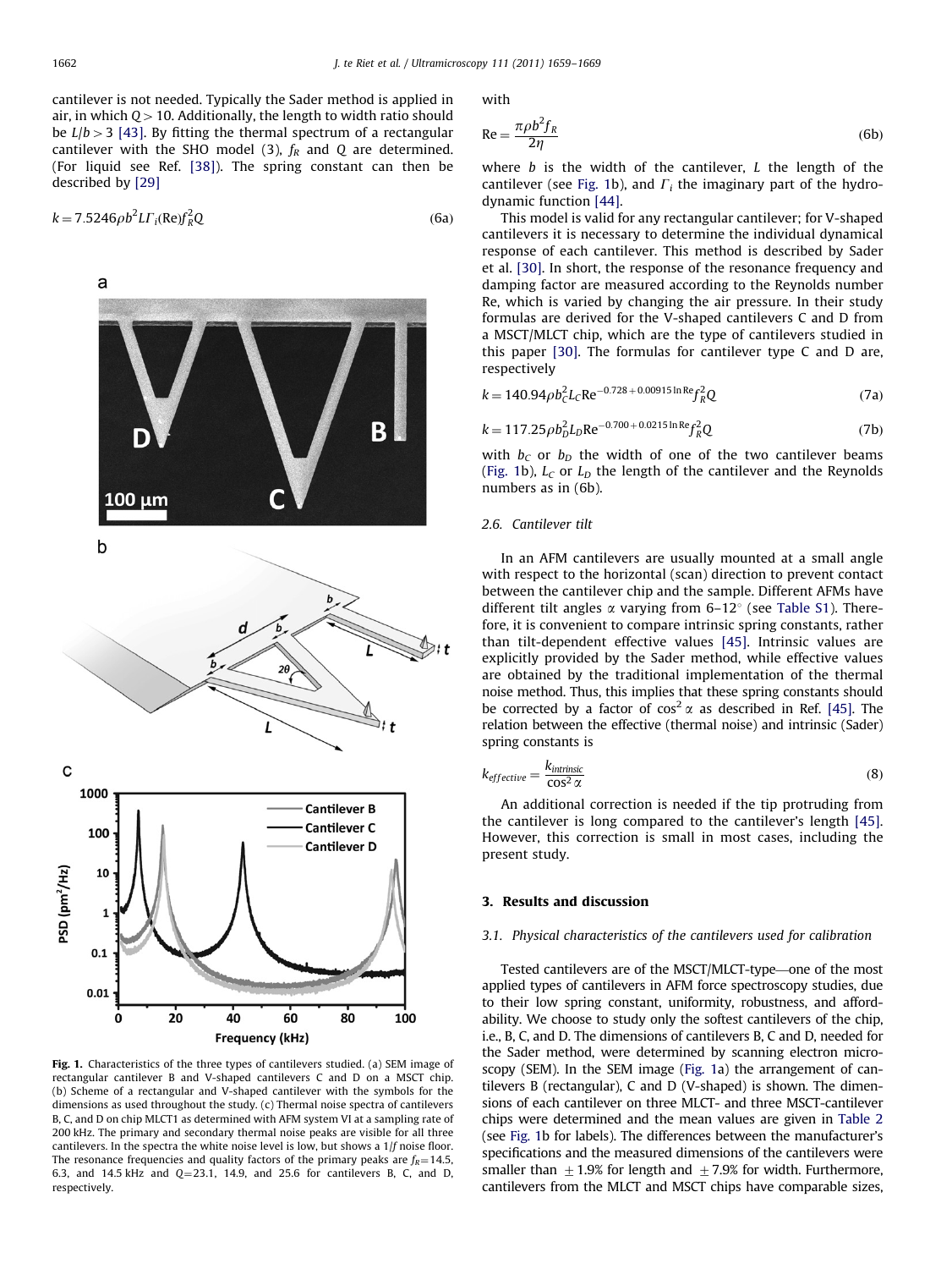cantilever is not needed. Typically the Sader method is applied in air, in which $Q > 10$. Additionally, the length to width ratio should be $L/b > 3$ [43]. By fitting the thermal spectrum of a rectangular cantilever with the SHO model (3), $f_R$ and $Q$ are determined. (For liquid see Ref. [38]). The spring constant can then be described by [29]

$$k = 7.5246\rho b^2 L \Gamma_i(\mathrm{Re}) f_R^2 Q \tag{6a}$$

with

$$\mathrm{Re} = \frac{\pi \rho b^2 f_R}{2\eta} \tag{6b}$$

where $b$ is the width of the cantilever, $L$ the length of the cantilever (see Fig. 1b), and $\Gamma_i$ the imaginary part of the hydrodynamic function [44].

This model is valid for any rectangular cantilever; for V-shaped cantilevers it is necessary to determine the individual dynamical response of each cantilever. This method is described by Sader et al. [30]. In short, the response of the resonance frequency and damping factor are measured according to the Reynolds number Re, which is varied by changing the air pressure. In their study formulas are derived for the V-shaped cantilevers C and D from a MSCT/MLCT chip, which are the type of cantilevers studied in this paper [30]. The formulas for cantilever type C and D are, respectively

$$k = 140.94\rho b_C^2 L_C \mathrm{Re}^{-0.728+0.00915\ln \mathrm{Re}} f_R^2 Q \tag{7a}$$

$$k = 117.25\rho b_D^2 L_D \mathrm{Re}^{-0.700+0.0215\ln \mathrm{Re}} f_R^2 Q \tag{7b}$$

with $b_C$ or $b_D$ the width of one of the two cantilever beams (Fig. 1b), $L_C$ or $L_D$ the length of the cantilever and the Reynolds numbers as in (6b).

Fig. 1. Characteristics of the three types of cantilevers studied. (a) SEM image of rectangular cantilever B and V-shaped cantilevers C and D on a MSCT chip. (b) Scheme of a rectangular and V-shaped cantilever with the symbols for the dimensions as used throughout the study. (c) Thermal noise spectra of cantilevers B, C, and D on chip MLCT1 as determined with AFM system VI at a sampling rate of 200 kHz. The primary and secondary thermal noise peaks are visible for all three cantilevers. In the spectra the white noise level is low, but shows a 1/f noise floor. The resonance frequencies and quality factors of the primary peaks are $f_R$=14.5, 6.3, and 14.5 kHz and $Q$=23.1, 14.9, and 25.6 for cantilevers B, C, and D, respectively.

### 2.6. Cantilever tilt

In an AFM cantilevers are usually mounted at a small angle with respect to the horizontal (scan) direction to prevent contact between the cantilever chip and the sample. Different AFMs have different tilt angles $\alpha$ varying from 6–12° (see Table S1). Therefore, it is convenient to compare intrinsic spring constants, rather than tilt-dependent effective values [45]. Intrinsic values are explicitly provided by the Sader method, while effective values are obtained by the traditional implementation of the thermal noise method. Thus, this implies that these spring constants should be corrected by a factor of $\cos^2\alpha$ as described in Ref. [45]. The relation between the effective (thermal noise) and intrinsic (Sader) spring constants is

$$k_{effective} = \frac{k_{intrinsic}}{\cos^2\alpha} \tag{8}$$

An additional correction is needed if the tip protruding from the cantilever is long compared to the cantilever's length [45]. However, this correction is small in most cases, including the present study.

## 3. Results and discussion

### 3.1. Physical characteristics of the cantilevers used for calibration

Tested cantilevers are of the MSCT/MLCT-type—one of the most applied types of cantilevers in AFM force spectroscopy studies, due to their low spring constant, uniformity, robustness, and affordability. We choose to study only the softest cantilevers of the chip, i.e., B, C, and D. The dimensions of cantilevers B, C and D, needed for the Sader method, were determined by scanning electron microscopy (SEM). In the SEM image (Fig. 1a) the arrangement of cantilevers B (rectangular), C and D (V-shaped) is shown. The dimensions of each cantilever on three MLCT- and three MSCT-cantilever chips were determined and the mean values are given in Table 2 (see Fig. 1b for labels). The differences between the manufacturer's specifications and the measured dimensions of the cantilevers were smaller than ±1.9% for length and ±7.9% for width. Furthermore, cantilevers from the MLCT and MSCT chips have comparable sizes,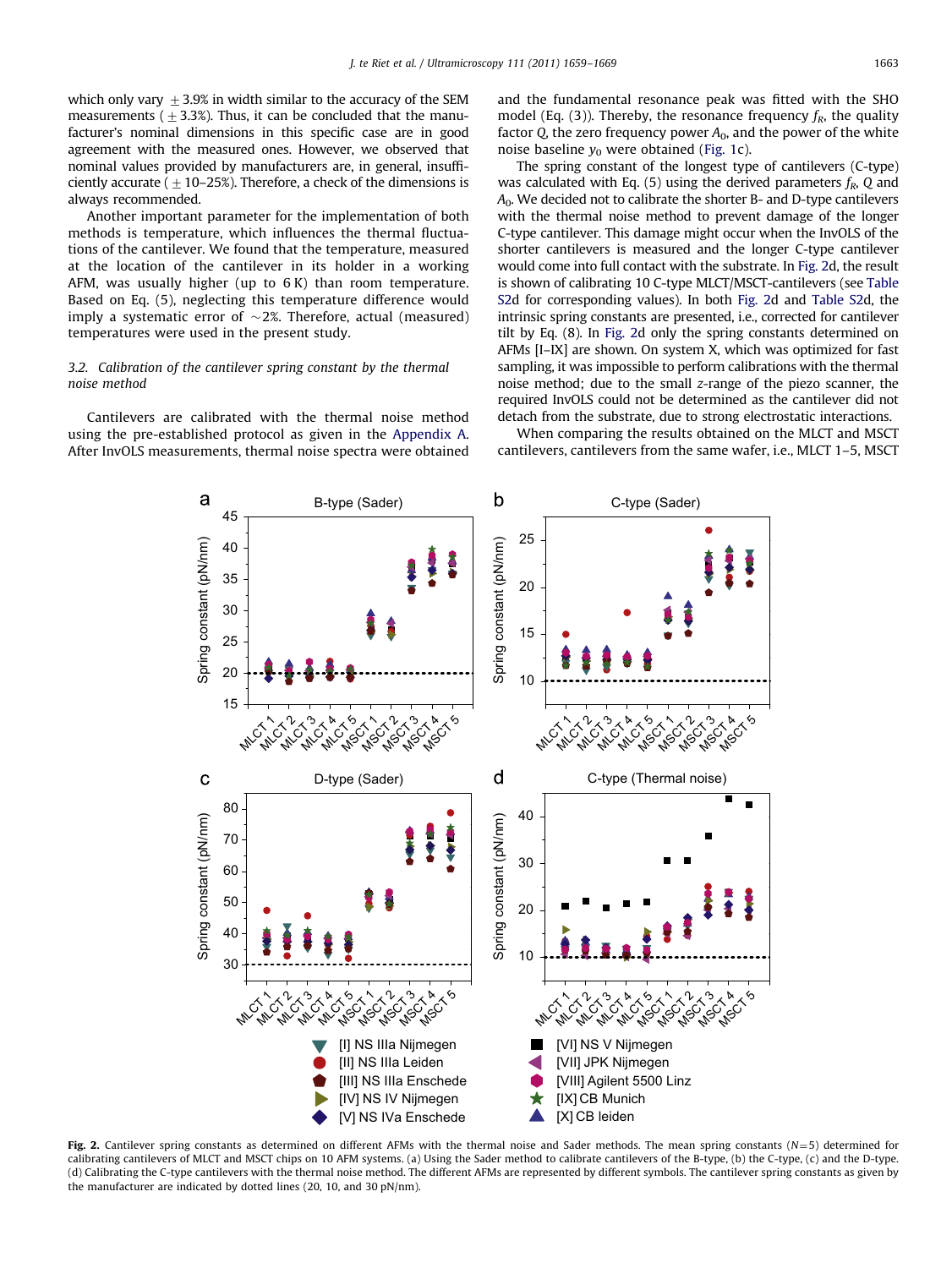which only vary $\pm 3.9\%$ in width similar to the accuracy of the SEM measurements ($\pm 3.3\%$). Thus, it can be concluded that the manufacturer's nominal dimensions in this specific case are in good agreement with the measured ones. However, we observed that nominal values provided by manufacturers are, in general, insufficiently accurate ($\pm$ 10–25%). Therefore, a check of the dimensions is always recommended.

Another important parameter for the implementation of both methods is temperature, which influences the thermal fluctuations of the cantilever. We found that the temperature, measured at the location of the cantilever in its holder in a working AFM, was usually higher (up to 6 K) than room temperature. Based on Eq. (5), neglecting this temperature difference would imply a systematic error of ~2%. Therefore, actual (measured) temperatures were used in the present study.

### 3.2. Calibration of the cantilever spring constant by the thermal noise method

Cantilevers are calibrated with the thermal noise method using the pre-established protocol as given in the Appendix A. After InvOLS measurements, thermal noise spectra were obtained and the fundamental resonance peak was fitted with the SHO model (Eq. (3)). Thereby, the resonance frequency $f_R$, the quality factor $Q$, the zero frequency power $A_0$, and the power of the white noise baseline $y_0$ were obtained (Fig. 1c).

The spring constant of the longest type of cantilevers (C-type) was calculated with Eq. (5) using the derived parameters $f_R$, $Q$ and $A_0$. We decided not to calibrate the shorter B- and D-type cantilevers with the thermal noise method to prevent damage of the longer C-type cantilever. This damage might occur when the InvOLS of the shorter cantilevers is measured and the longer C-type cantilever would come into full contact with the substrate. In Fig. 2d, the result is shown of calibrating 10 C-type MLCT/MSCT-cantilevers (see Table S2d for corresponding values). In both Fig. 2d and Table S2d, the intrinsic spring constants are presented, i.e., corrected for cantilever tilt by Eq. (8). In Fig. 2d only the spring constants determined on AFMs [I–IX] are shown. On system X, which was optimized for fast sampling, it was impossible to perform calibrations with the thermal noise method; due to the small $z$-range of the piezo scanner, the required InvOLS could not be determined as the cantilever did not detach from the substrate, due to strong electrostatic interactions.

When comparing the results obtained on the MLCT and MSCT cantilevers, cantilevers from the same wafer, i.e., MLCT 1–5, MSCT

**Fig. 2.** Cantilever spring constants as determined on different AFMs with the thermal noise and Sader methods. The mean spring constants ($N$=5) determined for calibrating cantilevers of MLCT and MSCT chips on 10 AFM systems. (a) Using the Sader method to calibrate cantilevers of the B-type, (b) the C-type, (c) and the D-type. (d) Calibrating the C-type cantilevers with the thermal noise method. The different AFMs are represented by different symbols. The cantilever spring constants as given by the manufacturer are indicated by dotted lines (20, 10, and 30 pN/nm).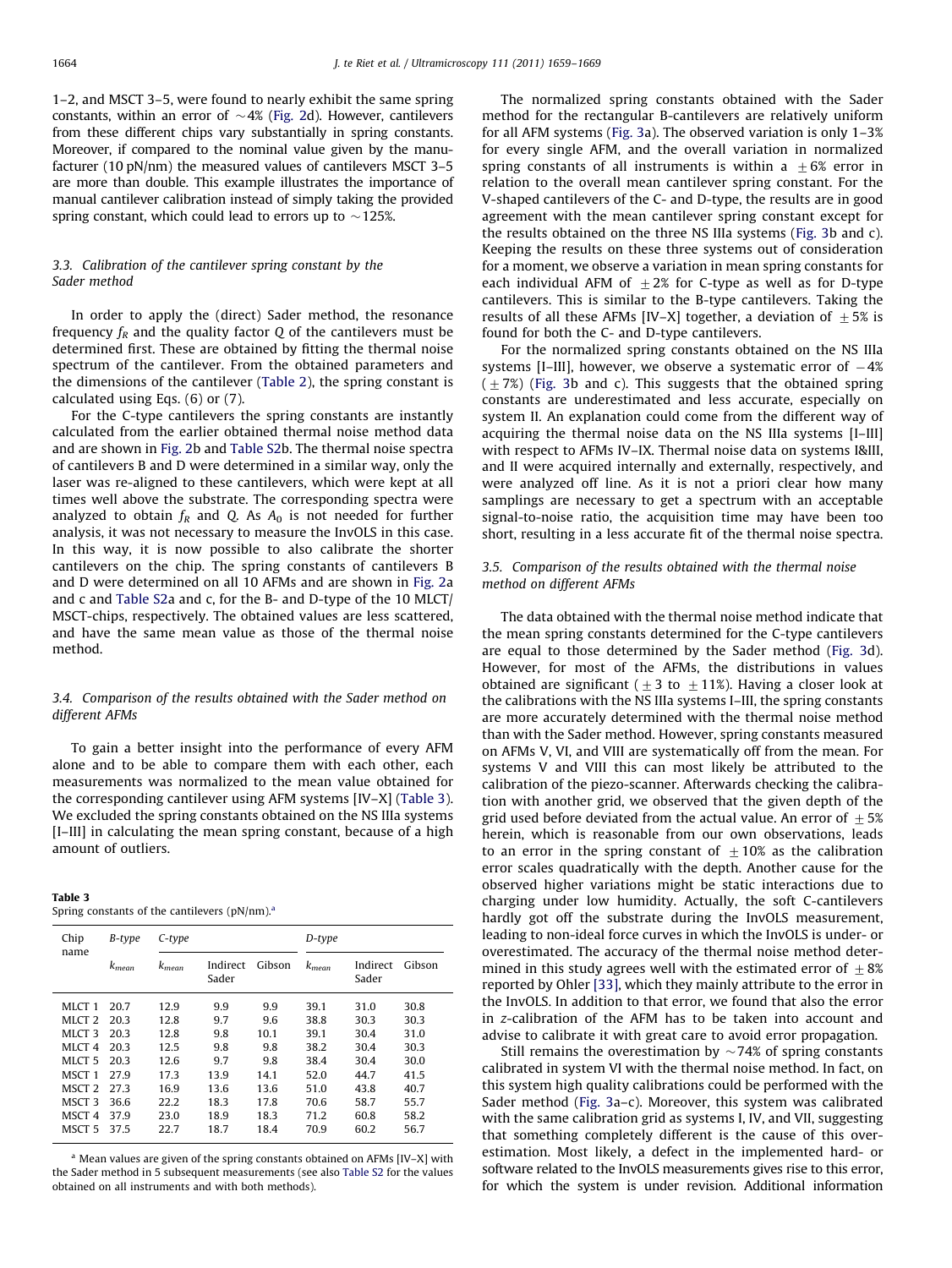1–2, and MSCT 3–5, were found to nearly exhibit the same spring constants, within an error of ~4% (Fig. 2d). However, cantilevers from these different chips vary substantially in spring constants. Moreover, if compared to the nominal value given by the manufacturer (10 pN/nm) the measured values of cantilevers MSCT 3–5 are more than double. This example illustrates the importance of manual cantilever calibration instead of simply taking the provided spring constant, which could lead to errors up to ~125%.

### 3.3. Calibration of the cantilever spring constant by the Sader method

In order to apply the (direct) Sader method, the resonance frequency $f_R$ and the quality factor $Q$ of the cantilevers must be determined first. These are obtained by fitting the thermal noise spectrum of the cantilever. From the obtained parameters and the dimensions of the cantilever (Table 2), the spring constant is calculated using Eqs. (6) or (7).

For the C-type cantilevers the spring constants are instantly calculated from the earlier obtained thermal noise method data and are shown in Fig. 2b and Table S2b. The thermal noise spectra of cantilevers B and D were determined in a similar way, only the laser was re-aligned to these cantilevers, which were kept at all times well above the substrate. The corresponding spectra were analyzed to obtain $f_R$ and $Q$. As $A_0$ is not needed for further analysis, it was not necessary to measure the InvOLS in this case. In this way, it is now possible to also calibrate the shorter cantilevers on the chip. The spring constants of cantilevers B and D were determined on all 10 AFMs and are shown in Fig. 2a and c and Table S2a and c, for the B- and D-type of the 10 MLCT/MSCT-chips, respectively. The obtained values are less scattered, and have the same mean value as those of the thermal noise method.

### 3.4. Comparison of the results obtained with the Sader method on different AFMs

To gain a better insight into the performance of every AFM alone and to be able to compare them with each other, each measurements was normalized to the mean value obtained for the corresponding cantilever using AFM systems [IV–X] (Table 3). We excluded the spring constants obtained on the NS IIIa systems [I–III] in calculating the mean spring constant, because of a high amount of outliers.

**Table 3**
Spring constants of the cantilevers (pN/nm).[a]

| Chip name | B-type | C-type | | | D-type | | |
|---|---|---|---|---|---|---|---|
| | $k_{mean}$ | $k_{mean}$ | Indirect Sader | Gibson | $k_{mean}$ | Indirect Sader | Gibson |
| MLCT 1 | 20.7 | 12.9 | 9.9 | 9.9 | 39.1 | 31.0 | 30.8 |
| MLCT 2 | 20.3 | 12.8 | 9.7 | 9.6 | 38.8 | 30.3 | 30.3 |
| MLCT 3 | 20.3 | 12.8 | 9.8 | 10.1 | 39.1 | 30.4 | 31.0 |
| MLCT 4 | 20.3 | 12.5 | 9.8 | 9.8 | 38.2 | 30.4 | 30.3 |
| MLCT 5 | 20.3 | 12.6 | 9.7 | 9.8 | 38.4 | 30.4 | 30.0 |
| MSCT 1 | 27.9 | 17.3 | 13.9 | 14.1 | 52.0 | 44.7 | 41.5 |
| MSCT 2 | 27.3 | 16.9 | 13.6 | 13.6 | 51.0 | 43.8 | 40.7 |
| MSCT 3 | 36.6 | 22.2 | 18.3 | 17.8 | 70.6 | 58.7 | 55.7 |
| MSCT 4 | 37.9 | 23.0 | 18.9 | 18.3 | 71.2 | 60.8 | 58.2 |
| MSCT 5 | 37.5 | 22.7 | 18.7 | 18.4 | 70.9 | 60.2 | 56.7 |

[a] Mean values are given of the spring constants obtained on AFMs [IV–X] with the Sader method in 5 subsequent measurements (see also Table S2 for the values obtained on all instruments and with both methods).

The normalized spring constants obtained with the Sader method for the rectangular B-cantilevers are relatively uniform for all AFM systems (Fig. 3a). The observed variation is only 1–3% for every single AFM, and the overall variation in normalized spring constants of all instruments is within a ±6% error in relation to the overall mean cantilever spring constant. For the V-shaped cantilevers of the C- and D-type, the results are in good agreement with the mean cantilever spring constant except for the results obtained on the three NS IIIa systems (Fig. 3b and c). Keeping the results on these three systems out of consideration for a moment, we observe a variation in mean spring constants for each individual AFM of ±2% for C-type as well as for D-type cantilevers. This is similar to the B-type cantilevers. Taking the results of all these AFMs [IV–X] together, a deviation of ±5% is found for both the C- and D-type cantilevers.

For the normalized spring constants obtained on the NS IIIa systems [I–III], however, we observe a systematic error of −4% (±7%) (Fig. 3b and c). This suggests that the obtained spring constants are underestimated and less accurate, especially on system II. An explanation could come from the different way of acquiring the thermal noise data on the NS IIIa systems [I–III] with respect to AFMs IV–IX. Thermal noise data on systems I&III, and II were acquired internally and externally, respectively, and were analyzed off line. As it is not a priori clear how many samplings are necessary to get a spectrum with an acceptable signal-to-noise ratio, the acquisition time may have been too short, resulting in a less accurate fit of the thermal noise spectra.

### 3.5. Comparison of the results obtained with the thermal noise method on different AFMs

The data obtained with the thermal noise method indicate that the mean spring constants determined for the C-type cantilevers are equal to those determined by the Sader method (Fig. 3d). However, for most of the AFMs, the distributions in values obtained are significant (±3 to ±11%). Having a closer look at the calibrations with the NS IIIa systems I–III, the spring constants are more accurately determined with the thermal noise method than with the Sader method. However, spring constants measured on AFMs V, VI, and VIII are systematically off from the mean. For systems V and VIII this can most likely be attributed to the calibration of the piezo-scanner. Afterwards checking the calibration with another grid, we observed that the given depth of the grid used before deviated from the actual value. An error of ±5% herein, which is reasonable from our own observations, leads to an error in the spring constant of ±10% as the calibration error scales quadratically with the depth. Another cause for the observed higher variations might be static interactions due to charging under low humidity. Actually, the soft C-cantilevers hardly got off the substrate during the InvOLS measurement, leading to non-ideal force curves in which the InvOLS is under- or overestimated. The accuracy of the thermal noise method determined in this study agrees well with the estimated error of ±8% reported by Ohler [33], which they mainly attribute to the error in the InvOLS. In addition to that error, we found that also the error in z-calibration of the AFM has to be taken into account and advise to calibrate it with great care to avoid error propagation.

Still remains the overestimation by ~74% of spring constants calibrated in system VI with the thermal noise method. In fact, on this system high quality calibrations could be performed with the Sader method (Fig. 3a–c). Moreover, this system was calibrated with the same calibration grid as systems I, IV, and VII, suggesting that something completely different is the cause of this overestimation. Most likely, a defect in the implemented hard- or software related to the InvOLS measurements gives rise to this error, for which the system is under revision. Additional information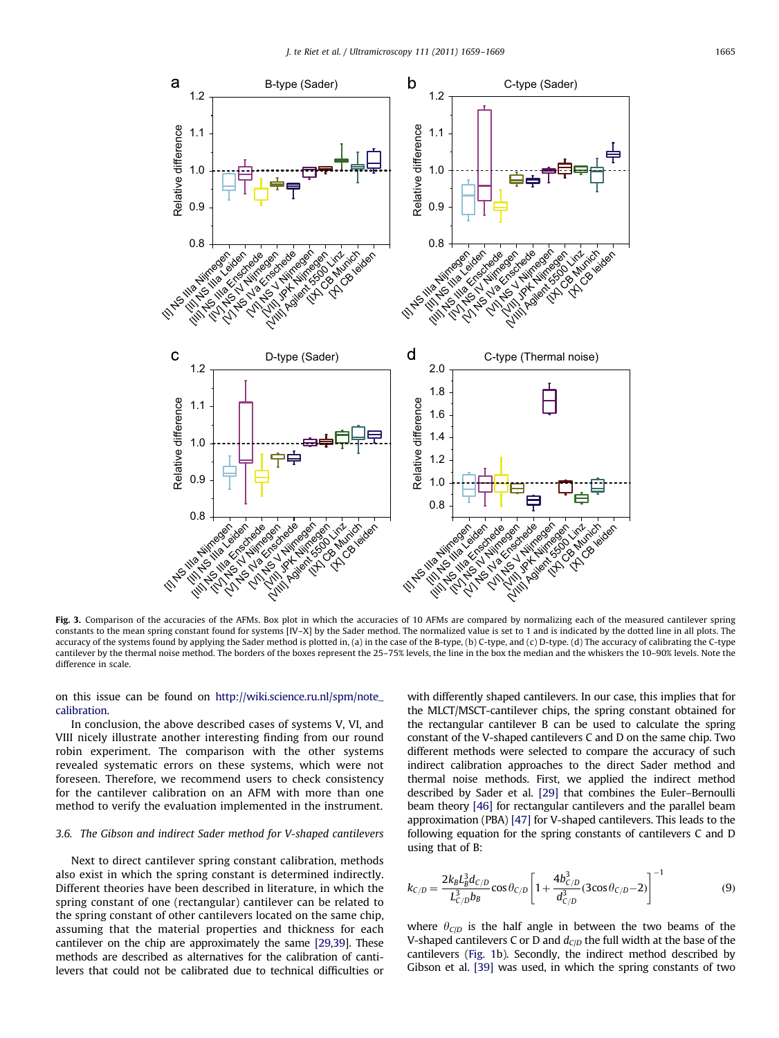**Fig. 3.** Comparison of the accuracies of the AFMs. Box plot in which the accuracies of 10 AFMs are compared by normalizing each of the measured cantilever spring constants to the mean spring constant found for systems [IV–X] by the Sader method. The normalized value is set to 1 and is indicated by the dotted line in all plots. The accuracy of the systems found by applying the Sader method is plotted in, (a) in the case of the B-type, (b) C-type, and (c) D-type. (d) The accuracy of calibrating the C-type cantilever by the thermal noise method. The borders of the boxes represent the 25–75% levels, the line in the box the median and the whiskers the 10–90% levels. Note the difference in scale.

on this issue can be found on http://wiki.science.ru.nl/spm/note_calibration.

In conclusion, the above described cases of systems V, VI, and VIII nicely illustrate another interesting finding from our round robin experiment. The comparison with the other systems revealed systematic errors on these systems, which were not foreseen. Therefore, we recommend users to check consistency for the cantilever calibration on an AFM with more than one method to verify the evaluation implemented in the instrument.

### 3.6. The Gibson and indirect Sader method for V-shaped cantilevers

Next to direct cantilever spring constant calibration, methods also exist in which the spring constant is determined indirectly. Different theories have been described in literature, in which the spring constant of one (rectangular) cantilever can be related to the spring constant of other cantilevers located on the same chip, assuming that the material properties and thickness for each cantilever on the chip are approximately the same [29,39]. These methods are described as alternatives for the calibration of cantilevers that could not be calibrated due to technical difficulties or with differently shaped cantilevers. In our case, this implies that for the MLCT/MSCT-cantilever chips, the spring constant obtained for the rectangular cantilever B can be used to calculate the spring constant of the V-shaped cantilevers C and D on the same chip. Two different methods were selected to compare the accuracy of such indirect calibration approaches to the direct Sader method and thermal noise methods. First, we applied the indirect method described by Sader et al. [29] that combines the Euler–Bernoulli beam theory [46] for rectangular cantilevers and the parallel beam approximation (PBA) [47] for V-shaped cantilevers. This leads to the following equation for the spring constants of cantilevers C and D using that of B:

$$k_{C/D} = \frac{2k_B L_B^3 d_{C/D}}{L_{C/D}^3 b_B}\cos\theta_{C/D}\left[1+\frac{4b_{C/D}^3}{d_{C/D}^3}(3\cos\theta_{C/D}-2)\right]^{-1} \tag{9}$$

where $\theta_{C/D}$ is the half angle in between the two beams of the V-shaped cantilevers C or D and $d_{C/D}$ the full width at the base of the cantilevers (Fig. 1b). Secondly, the indirect method described by Gibson et al. [39] was used, in which the spring constants of two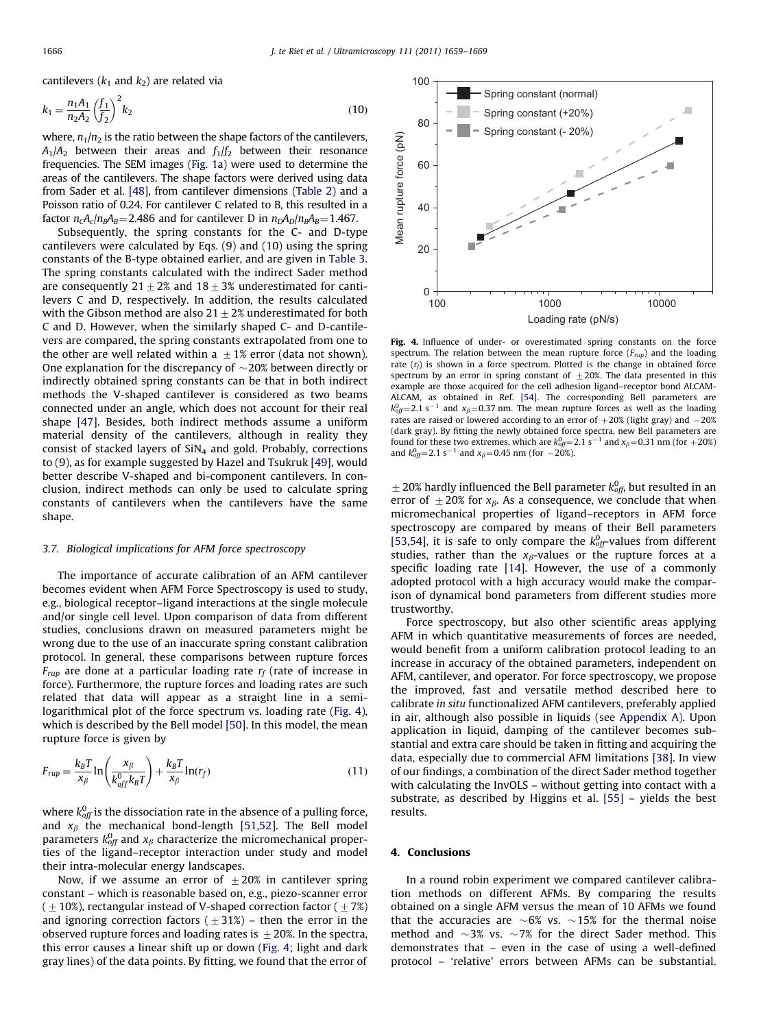cantilevers ($k_1$ and $k_2$) are related via

$$k_1 = \frac{n_1 A_1}{n_2 A_2} \left(\frac{f_1}{f_2}\right)^2 k_2 \tag{10}$$

where, $n_1/n_2$ is the ratio between the shape factors of the cantilevers, $A_1/A_2$ between their areas and $f_1/f_2$ between their resonance frequencies. The SEM images (Fig. 1a) were used to determine the areas of the cantilevers. The shape factors were derived using data from Sader et al. [48], from cantilever dimensions (Table 2) and a Poisson ratio of 0.24. For cantilever C related to B, this resulted in a factor $n_C A_c / n_B A_B = 2.486$ and for cantilever D in $n_D A_D / n_B A_B = 1.467$.

Subsequently, the spring constants for the C- and D-type cantilevers were calculated by Eqs. (9) and (10) using the spring constants of the B-type obtained earlier, and are given in Table 3. The spring constants calculated with the indirect Sader method are consequently $21 \pm 2\%$ and $18 \pm 3\%$ underestimated for cantilevers C and D, respectively. In addition, the results calculated with the Gibson method are also $21 \pm 2\%$ underestimated for both C and D. However, when the similarly shaped C- and D-cantilevers are compared, the spring constants extrapolated from one to the other are well related within a $\pm 1\%$ error (data not shown). One explanation for the discrepancy of ~20% between directly or indirectly obtained spring constants can be that in both indirect methods the V-shaped cantilever is considered as two beams connected under an angle, which does not account for their real shape [47]. Besides, both indirect methods assume a uniform material density of the cantilevers, although in reality they consist of stacked layers of $SiN_4$ and gold. Probably, corrections to (9), as for example suggested by Hazel and Tsukruk [49], would better describe V-shaped and bi-component cantilevers. In conclusion, indirect methods can only be used to calculate spring constants of cantilevers when the cantilevers have the same shape.

### 3.7. Biological implications for AFM force spectroscopy

The importance of accurate calibration of an AFM cantilever becomes evident when AFM Force Spectroscopy is used to study, e.g., biological receptor–ligand interactions at the single molecule and/or single cell level. Upon comparison of data from different studies, conclusions drawn on measured parameters might be wrong due to the use of an inaccurate spring constant calibration protocol. In general, these comparisons between rupture forces $F_{rup}$ are done at a particular loading rate $r_f$ (rate of increase in force). Furthermore, the rupture forces and loading rates are such related that data will appear as a straight line in a semi-logarithmical plot of the force spectrum vs. loading rate (Fig. 4), which is described by the Bell model [50]. In this model, the mean rupture force is given by

$$F_{rup} = \frac{k_B T}{x_\beta} \ln\left(\frac{x_\beta}{k_{off}^0 k_B T}\right) + \frac{k_B T}{x_\beta} \ln(r_f) \tag{11}$$

where $k_{off}^0$ is the dissociation rate in the absence of a pulling force, and $x_\beta$ the mechanical bond-length [51,52]. The Bell model parameters $k_{off}^0$ and $x_\beta$ characterize the micromechanical properties of the ligand–receptor interaction under study and model their intra-molecular energy landscapes.

Now, if we assume an error of $\pm 20\%$ in cantilever spring constant – which is reasonable based on, e.g., piezo-scanner error ($\pm 10\%$), rectangular instead of V-shaped correction factor ($\pm 7\%$) and ignoring correction factors ($\pm 31\%$) – then the error in the observed rupture forces and loading rates is $\pm 20\%$. In the spectra, this error causes a linear shift up or down (Fig. 4; light and dark gray lines) of the data points. By fitting, we found that the error of

**Fig. 4.** Influence of under- or overestimated spring constants on the force spectrum. The relation between the mean rupture force ($F_{rup}$) and the loading rate ($r_f$) is shown in a force spectrum. Plotted is the change in obtained force spectrum by an error in spring constant of $\pm 20\%$. The data presented in this example are those acquired for the cell adhesion ligand–receptor bond ALCAM-ALCAM, as obtained in Ref. [54]. The corresponding Bell parameters are $k_{off}^0 = 2.1\ s^{-1}$ and $x_\beta = 0.37$ nm. The mean rupture forces as well as the loading rates are raised or lowered according to an error of +20% (light gray) and −20% (dark gray). By fitting the newly obtained force spectra, new Bell parameters are found for these two extremes, which are $k_{off}^0 = 2.1\ s^{-1}$ and $x_\beta = 0.31$ nm (for +20%) and $k_{off}^0 = 2.1\ s^{-1}$ and $x_\beta = 0.45$ nm (for −20%).

$\pm 20\%$ hardly influenced the Bell parameter $k_{off}^0$, but resulted in an error of $\pm 20\%$ for $x_\beta$. As a consequence, we conclude that when micromechanical properties of ligand–receptors in AFM force spectroscopy are compared by means of their Bell parameters [53,54], it is safe to only compare the $k_{off}^0$-values from different studies, rather than the $x_\beta$-values or the rupture forces at a specific loading rate [14]. However, the use of a commonly adopted protocol with a high accuracy would make the comparison of dynamical bond parameters from different studies more trustworthy.

Force spectroscopy, but also other scientific areas applying AFM in which quantitative measurements of forces are needed, would benefit from a uniform calibration protocol leading to an increase in accuracy of the obtained parameters, independent on AFM, cantilever, and operator. For force spectroscopy, we propose the improved, fast and versatile method described here to calibrate *in situ* functionalized AFM cantilevers, preferably applied in air, although also possible in liquids (see Appendix A). Upon application in liquid, damping of the cantilever becomes substantial and extra care should be taken in fitting and acquiring the data, especially due to commercial AFM limitations [38]. In view of our findings, a combination of the direct Sader method together with calculating the InvOLS – without getting into contact with a substrate, as described by Higgins et al. [55] – yields the best results.

## 4. Conclusions

In a round robin experiment we compared cantilever calibration methods on different AFMs. By comparing the results obtained on a single AFM versus the mean of 10 AFMs we found that the accuracies are ~6% vs. ~15% for the thermal noise method and ~3% vs. ~7% for the direct Sader method. This demonstrates that – even in the case of using a well-defined protocol – 'relative' errors between AFMs can be substantial.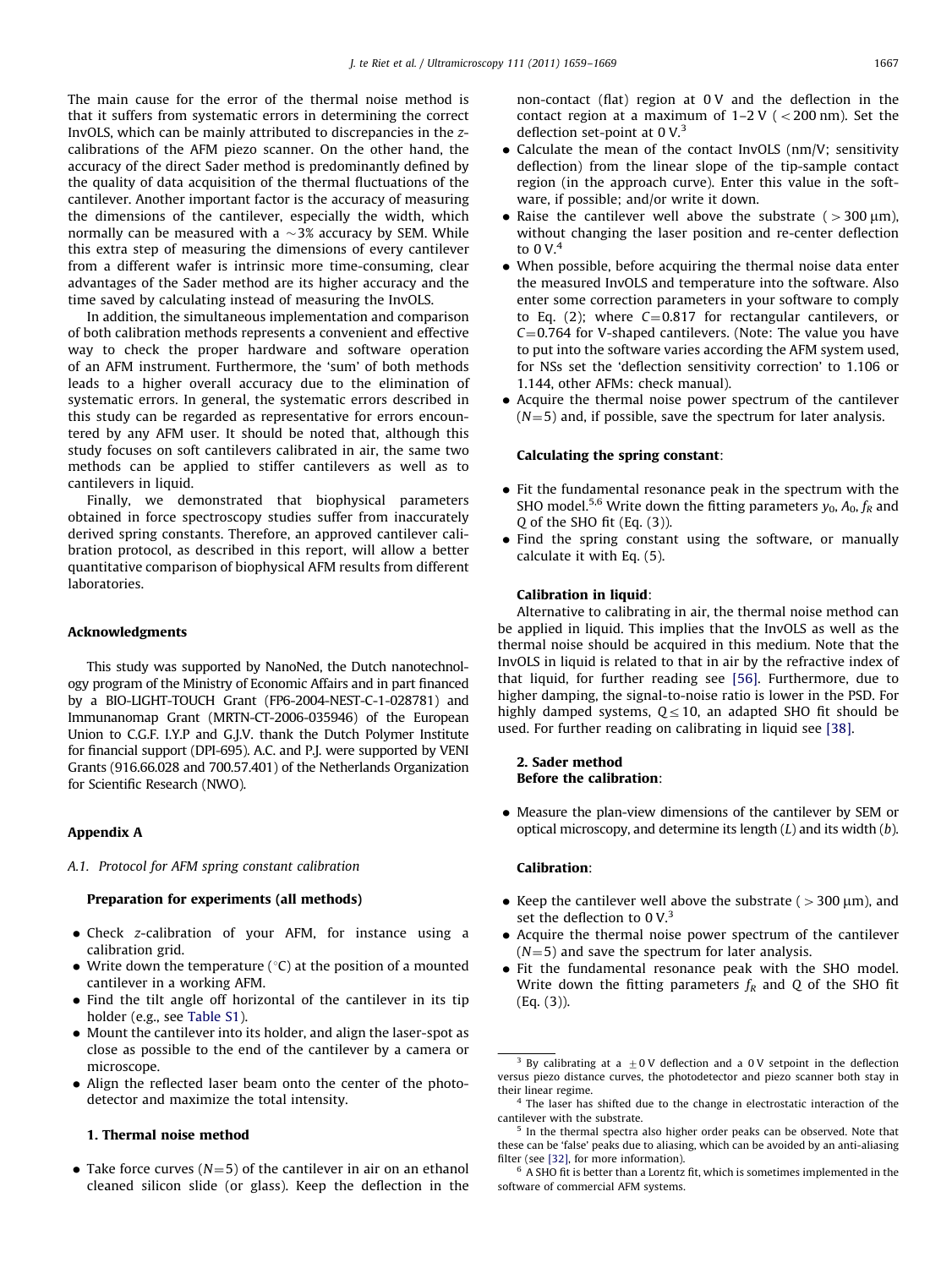The main cause for the error of the thermal noise method is that it suffers from systematic errors in determining the correct InvOLS, which can be mainly attributed to discrepancies in the $z$-calibrations of the AFM piezo scanner. On the other hand, the accuracy of the direct Sader method is predominantly defined by the quality of data acquisition of the thermal fluctuations of the cantilever. Another important factor is the accuracy of measuring the dimensions of the cantilever, especially the width, which normally can be measured with a ~3% accuracy by SEM. While this extra step of measuring the dimensions of every cantilever from a different wafer is intrinsic more time-consuming, clear advantages of the Sader method are its higher accuracy and the time saved by calculating instead of measuring the InvOLS.

In addition, the simultaneous implementation and comparison of both calibration methods represents a convenient and effective way to check the proper hardware and software operation of an AFM instrument. Furthermore, the 'sum' of both methods leads to a higher overall accuracy due to the elimination of systematic errors. In general, the systematic errors described in this study can be regarded as representative for errors encountered by any AFM user. It should be noted that, although this study focuses on soft cantilevers calibrated in air, the same two methods can be applied to stiffer cantilevers as well as to cantilevers in liquid.

Finally, we demonstrated that biophysical parameters obtained in force spectroscopy studies suffer from inaccurately derived spring constants. Therefore, an approved cantilever calibration protocol, as described in this report, will allow a better quantitative comparison of biophysical AFM results from different laboratories.

## Acknowledgments

This study was supported by NanoNed, the Dutch nanotechnology program of the Ministry of Economic Affairs and in part financed by a BIO-LIGHT-TOUCH Grant (FP6-2004-NEST-C-1-028781) and Immunanomap Grant (MRTN-CT-2006-035946) of the European Union to C.G.F. I.Y.P and G.J.V. thank the Dutch Polymer Institute for financial support (DPI-695). A.C. and P.J. were supported by VENI Grants (916.66.028 and 700.57.401) of the Netherlands Organization for Scientific Research (NWO).

## Appendix A

*A.1. Protocol for AFM spring constant calibration*

**Preparation for experiments (all methods)**

- Check $z$-calibration of your AFM, for instance using a calibration grid.
- Write down the temperature (°C) at the position of a mounted cantilever in a working AFM.
- Find the tilt angle off horizontal of the cantilever in its tip holder (e.g., see Table S1).
- Mount the cantilever into its holder, and align the laser-spot as close as possible to the end of the cantilever by a camera or microscope.
- Align the reflected laser beam onto the center of the photodetector and maximize the total intensity.

**1. Thermal noise method**

- Take force curves ($N$=5) of the cantilever in air on an ethanol cleaned silicon slide (or glass). Keep the deflection in the non-contact (flat) region at 0 V and the deflection in the contact region at a maximum of 1–2 V (<200 nm). Set the deflection set-point at 0 V.[3]
- Calculate the mean of the contact InvOLS (nm/V; sensitivity deflection) from the linear slope of the tip-sample contact region (in the approach curve). Enter this value in the software, if possible; and/or write it down.
- Raise the cantilever well above the substrate (>300 μm), without changing the laser position and re-center deflection to 0 V.[4]
- When possible, before acquiring the thermal noise data enter the measured InvOLS and temperature into the software. Also enter some correction parameters in your software to comply to Eq. (2); where $C$=0.817 for rectangular cantilevers, or $C$=0.764 for V-shaped cantilevers. (Note: The value you have to put into the software varies according the AFM system used, for NSs set the 'deflection sensitivity correction' to 1.106 or 1.144, other AFMs: check manual).
- Acquire the thermal noise power spectrum of the cantilever ($N$=5) and, if possible, save the spectrum for later analysis.

**Calculating the spring constant**:

- Fit the fundamental resonance peak in the spectrum with the SHO model.[5,6] Write down the fitting parameters $y_0$, $A_0$, $f_R$ and $Q$ of the SHO fit (Eq. (3)).
- Find the spring constant using the software, or manually calculate it with Eq. (5).

**Calibration in liquid**:

Alternative to calibrating in air, the thermal noise method can be applied in liquid. This implies that the InvOLS as well as the thermal noise should be acquired in this medium. Note that the InvOLS in liquid is related to that in air by the refractive index of that liquid, for further reading see [56]. Furthermore, due to higher damping, the signal-to-noise ratio is lower in the PSD. For highly damped systems, $Q \leq 10$, an adapted SHO fit should be used. For further reading on calibrating in liquid see [38].

**2. Sader method**

**Before the calibration**:

- Measure the plan-view dimensions of the cantilever by SEM or optical microscopy, and determine its length ($L$) and its width ($b$).

**Calibration**:

- Keep the cantilever well above the substrate (>300 μm), and set the deflection to 0 V.[3]
- Acquire the thermal noise power spectrum of the cantilever ($N$=5) and save the spectrum for later analysis.
- Fit the fundamental resonance peak with the SHO model. Write down the fitting parameters $f_R$ and $Q$ of the SHO fit (Eq. (3)).

---

[3] By calibrating at a ±0 V deflection and a 0 V setpoint in the deflection versus piezo distance curves, the photodetector and piezo scanner both stay in their linear regime.

[4] The laser has shifted due to the change in electrostatic interaction of the cantilever with the substrate.

[5] In the thermal spectra also higher order peaks can be observed. Note that these can be 'false' peaks due to aliasing, which can be avoided by an anti-aliasing filter (see [32], for more information).

[6] A SHO fit is better than a Lorentz fit, which is sometimes implemented in the software of commercial AFM systems.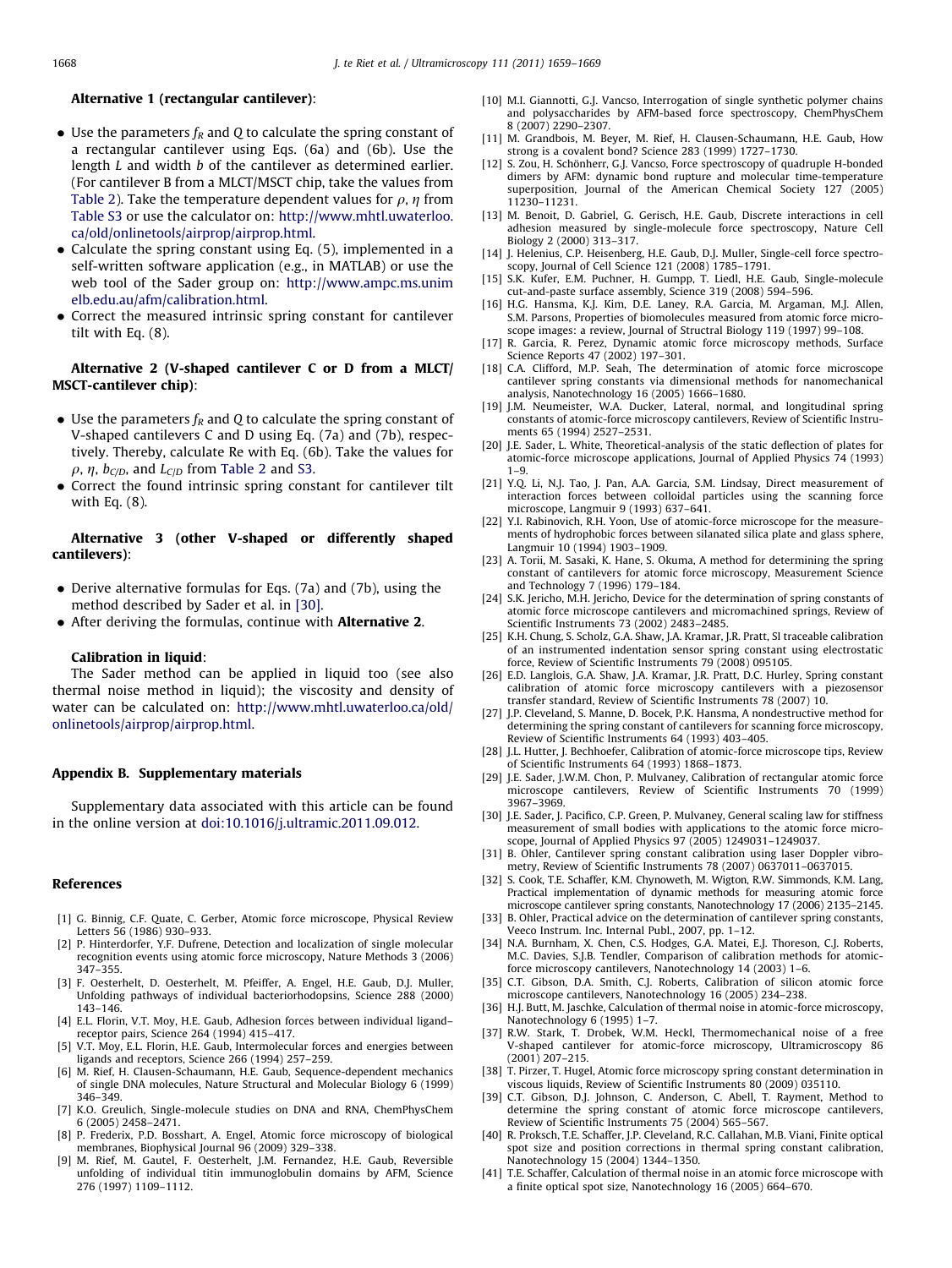**Alternative 1 (rectangular cantilever)**:

- Use the parameters $f_R$ and $Q$ to calculate the spring constant of a rectangular cantilever using Eqs. (6a) and (6b). Use the length $L$ and width $b$ of the cantilever as determined earlier. (For cantilever B from a MLCT/MSCT chip, take the values from Table 2). Take the temperature dependent values for $\rho$, $\eta$ from Table S3 or use the calculator on: http://www.mhtl.uwaterloo.ca/old/onlinetools/airprop/airprop.html.
- Calculate the spring constant using Eq. (5), implemented in a self-written software application (e.g., in MATLAB) or use the web tool of the Sader group on: http://www.ampc.ms.unimelb.edu.au/afm/calibration.html.
- Correct the measured intrinsic spring constant for cantilever tilt with Eq. (8).

**Alternative 2 (V-shaped cantilever C or D from a MLCT/MSCT-cantilever chip)**:

- Use the parameters $f_R$ and $Q$ to calculate the spring constant of V-shaped cantilevers C and D using Eq. (7a) and (7b), respectively. Thereby, calculate Re with Eq. (6b). Take the values for $\rho$, $\eta$, $b_{C/D}$, and $L_{C/D}$ from Table 2 and S3.
- Correct the found intrinsic spring constant for cantilever tilt with Eq. (8).

**Alternative 3 (other V-shaped or differently shaped cantilevers)**:

- Derive alternative formulas for Eqs. (7a) and (7b), using the method described by Sader et al. in [30].
- After deriving the formulas, continue with **Alternative 2**.

**Calibration in liquid**:

The Sader method can be applied in liquid too (see also thermal noise method in liquid); the viscosity and density of water can be calculated on: http://www.mhtl.uwaterloo.ca/old/onlinetools/airprop/airprop.html.

## Appendix B. Supplementary materials

Supplementary data associated with this article can be found in the online version at doi:10.1016/j.ultramic.2011.09.012.

## References

[1] G. Binnig, C.F. Quate, C. Gerber, Atomic force microscope, Physical Review Letters 56 (1986) 930–933.

[2] P. Hinterdorfer, Y.F. Dufrene, Detection and localization of single molecular recognition events using atomic force microscopy, Nature Methods 3 (2006) 347–355.

[3] F. Oesterhelt, D. Oesterhelt, M. Pfeiffer, A. Engel, H.E. Gaub, D.J. Muller, Unfolding pathways of individual bacteriorhodopsins, Science 288 (2000) 143–146.

[4] E.L. Florin, V.T. Moy, H.E. Gaub, Adhesion forces between individual ligand–receptor pairs, Science 264 (1994) 415–417.

[5] V.T. Moy, E.L. Florin, H.E. Gaub, Intermolecular forces and energies between ligands and receptors, Science 266 (1994) 257–259.

[6] M. Rief, H. Clausen-Schaumann, H.E. Gaub, Sequence-dependent mechanics of single DNA molecules, Nature Structural and Molecular Biology 6 (1999) 346–349.

[7] K.O. Greulich, Single-molecule studies on DNA and RNA, ChemPhysChem 6 (2005) 2458–2471.

[8] P. Frederix, P.D. Bosshart, A. Engel, Atomic force microscopy of biological membranes, Biophysical Journal 96 (2009) 329–338.

[9] M. Rief, M. Gautel, F. Oesterhelt, J.M. Fernandez, H.E. Gaub, Reversible unfolding of individual titin immunoglobulin domains by AFM, Science 276 (1997) 1109–1112.

[10] M.I. Giannotti, G.J. Vancso, Interrogation of single synthetic polymer chains and polysaccharides by AFM-based force spectroscopy, ChemPhysChem 8 (2007) 2290–2307.

[11] M. Grandbois, M. Beyer, M. Rief, H. Clausen-Schaumann, H.E. Gaub, How strong is a covalent bond? Science 283 (1999) 1727–1730.

[12] S. Zou, H. Schönherr, G.J. Vancso, Force spectroscopy of quadruple H-bonded dimers by AFM: dynamic bond rupture and molecular time-temperature superposition, Journal of the American Chemical Society 127 (2005) 11230–11231.

[13] M. Benoit, D. Gabriel, G. Gerisch, H.E. Gaub, Discrete interactions in cell adhesion measured by single-molecule force spectroscopy, Nature Cell Biology 2 (2000) 313–317.

[14] J. Helenius, C.P. Heisenberg, H.E. Gaub, D.J. Muller, Single-cell force spectroscopy, Journal of Cell Science 121 (2008) 1785–1791.

[15] S.K. Kufer, E.M. Puchner, H. Gumpp, T. Liedl, H.E. Gaub, Single-molecule cut-and-paste surface assembly, Science 319 (2008) 594–596.

[16] H.G. Hansma, K.J. Kim, D.E. Laney, R.A. Garcia, M. Argaman, M.J. Allen, S.M. Parsons, Properties of biomolecules measured from atomic force microscope images: a review, Journal of Structral Biology 119 (1997) 99–108.

[17] R. Garcia, R. Perez, Dynamic atomic force microscopy methods, Surface Science Reports 47 (2002) 197–301.

[18] C.A. Clifford, M.P. Seah, The determination of atomic force microscope cantilever spring constants via dimensional methods for nanomechanical analysis, Nanotechnology 16 (2005) 1666–1680.

[19] J.M. Neumeister, W.A. Ducker, Lateral, normal, and longitudinal spring constants of atomic-force microscopy cantilevers, Review of Scientific Instruments 65 (1994) 2527–2531.

[20] J.E. Sader, L. White, Theoretical-analysis of the static deflection of plates for atomic-force microscope applications, Journal of Applied Physics 74 (1993) 1–9.

[21] Y.Q. Li, N.J. Tao, J. Pan, A.A. Garcia, S.M. Lindsay, Direct measurement of interaction forces between colloidal particles using the scanning force microscope, Langmuir 9 (1993) 637–641.

[22] Y.I. Rabinovich, R.H. Yoon, Use of atomic-force microscope for the measurements of hydrophobic forces between silanated silica plate and glass sphere, Langmuir 10 (1994) 1903–1909.

[23] A. Torii, M. Sasaki, K. Hane, S. Okuma, A method for determining the spring constant of cantilevers for atomic force microscopy, Measurement Science and Technology 7 (1996) 179–184.

[24] S.K. Jericho, M.H. Jericho, Device for the determination of spring constants of atomic force microscope cantilevers and micromachined springs, Review of Scientific Instruments 73 (2002) 2483–2485.

[25] K.H. Chung, S. Scholz, G.A. Shaw, J.A. Kramar, J.R. Pratt, SI traceable calibration of an instrumented indentation sensor spring constant using electrostatic force, Review of Scientific Instruments 79 (2008) 095105.

[26] E.D. Langlois, G.A. Shaw, J.A. Kramar, J.R. Pratt, D.C. Hurley, Spring constant calibration of atomic force microscopy cantilevers with a piezosensor transfer standard, Review of Scientific Instruments 78 (2007) 10.

[27] J.P. Cleveland, S. Manne, D. Bocek, P.K. Hansma, A nondestructive method for determining the spring constant of cantilevers for scanning force microscopy, Review of Scientific Instruments 64 (1993) 403–405.

[28] J.L. Hutter, J. Bechhoefer, Calibration of atomic-force microscope tips, Review of Scientific Instruments 64 (1993) 1868–1873.

[29] J.E. Sader, J.W.M. Chon, P. Mulvaney, Calibration of rectangular atomic force microscope cantilevers, Review of Scientific Instruments 70 (1999) 3967–3969.

[30] J.E. Sader, J. Pacifico, C.P. Green, P. Mulvaney, General scaling law for stiffness measurement of small bodies with applications to the atomic force microscope, Journal of Applied Physics 97 (2005) 1249031–1249037.

[31] B. Ohler, Cantilever spring constant calibration using laser Doppler vibrometry, Review of Scientific Instruments 78 (2007) 0637011–0637015.

[32] S. Cook, T.E. Schaffer, K.M. Chynoweth, M. Wigton, R.W. Simmonds, K.M. Lang, Practical implementation of dynamic methods for measuring atomic force microscope cantilever spring constants, Nanotechnology 17 (2006) 2135–2145.

[33] B. Ohler, Practical advice on the determination of cantilever spring constants, Veeco Instrum. Inc. Internal Publ., 2007, pp. 1–12.

[34] N.A. Burnham, X. Chen, C.S. Hodges, G.A. Matei, E.J. Thoreson, C.J. Roberts, M.C. Davies, S.J.B. Tendler, Comparison of calibration methods for atomic-force microscopy cantilevers, Nanotechnology 14 (2003) 1–6.

[35] C.T. Gibson, D.A. Smith, C.J. Roberts, Calibration of silicon atomic force microscope cantilevers, Nanotechnology 16 (2005) 234–238.

[36] H.J. Butt, M. Jaschke, Calculation of thermal noise in atomic-force microscopy, Nanotechnology 6 (1995) 1–7.

[37] R.W. Stark, T. Drobek, W.M. Heckl, Thermomechanical noise of a free V-shaped cantilever for atomic-force microscopy, Ultramicroscopy 86 (2001) 207–215.

[38] T. Pirzer, T. Hugel, Atomic force microscopy spring constant determination in viscous liquids, Review of Scientific Instruments 80 (2009) 035110.

[39] C.T. Gibson, D.J. Johnson, C. Anderson, C. Abell, T. Rayment, Method to determine the spring constant of atomic force microscope cantilevers, Review of Scientific Instruments 75 (2004) 565–567.

[40] R. Proksch, T.E. Schaffer, J.P. Cleveland, R.C. Callahan, M.B. Viani, Finite optical spot size and position corrections in thermal spring constant calibration, Nanotechnology 15 (2004) 1344–1350.

[41] T.E. Schaffer, Calculation of thermal noise in an atomic force microscope with a finite optical spot size, Nanotechnology 16 (2005) 664–670.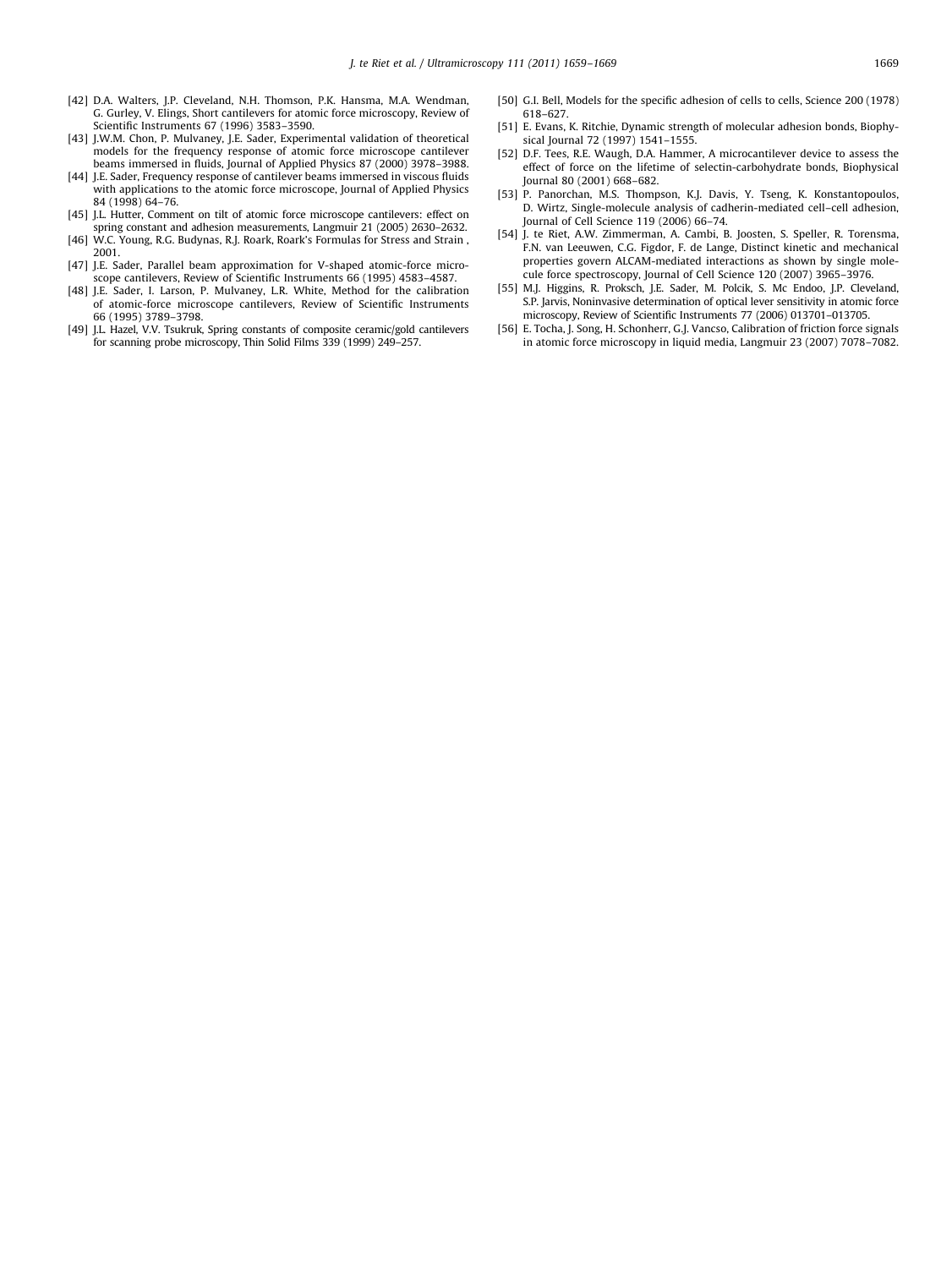[42] D.A. Walters, J.P. Cleveland, N.H. Thomson, P.K. Hansma, M.A. Wendman, G. Gurley, V. Elings, Short cantilevers for atomic force microscopy, Review of Scientific Instruments 67 (1996) 3583–3590.

[43] J.W.M. Chon, P. Mulvaney, J.E. Sader, Experimental validation of theoretical models for the frequency response of atomic force microscope cantilever beams immersed in fluids, Journal of Applied Physics 87 (2000) 3978–3988.

[44] J.E. Sader, Frequency response of cantilever beams immersed in viscous fluids with applications to the atomic force microscope, Journal of Applied Physics 84 (1998) 64–76.

[45] J.L. Hutter, Comment on tilt of atomic force microscope cantilevers: effect on spring constant and adhesion measurements, Langmuir 21 (2005) 2630–2632.

[46] W.C. Young, R.G. Budynas, R.J. Roark, Roark's Formulas for Stress and Strain , 2001.

[47] J.E. Sader, Parallel beam approximation for V-shaped atomic-force microscope cantilevers, Review of Scientific Instruments 66 (1995) 4583–4587.

[48] J.E. Sader, I. Larson, P. Mulvaney, L.R. White, Method for the calibration of atomic-force microscope cantilevers, Review of Scientific Instruments 66 (1995) 3789–3798.

[49] J.L. Hazel, V.V. Tsukruk, Spring constants of composite ceramic/gold cantilevers for scanning probe microscopy, Thin Solid Films 339 (1999) 249–257.

[50] G.I. Bell, Models for the specific adhesion of cells to cells, Science 200 (1978) 618–627.

[51] E. Evans, K. Ritchie, Dynamic strength of molecular adhesion bonds, Biophysical Journal 72 (1997) 1541–1555.

[52] D.F. Tees, R.E. Waugh, D.A. Hammer, A microcantilever device to assess the effect of force on the lifetime of selectin-carbohydrate bonds, Biophysical Journal 80 (2001) 668–682.

[53] P. Panorchan, M.S. Thompson, K.J. Davis, Y. Tseng, K. Konstantopoulos, D. Wirtz, Single-molecule analysis of cadherin-mediated cell–cell adhesion, Journal of Cell Science 119 (2006) 66–74.

[54] J. te Riet, A.W. Zimmerman, A. Cambi, B. Joosten, S. Speller, R. Torensma, F.N. van Leeuwen, C.G. Figdor, F. de Lange, Distinct kinetic and mechanical properties govern ALCAM-mediated interactions as shown by single molecule force spectroscopy, Journal of Cell Science 120 (2007) 3965–3976.

[55] M.J. Higgins, R. Proksch, J.E. Sader, M. Polcik, S. Mc Endoo, J.P. Cleveland, S.P. Jarvis, Noninvasive determination of optical lever sensitivity in atomic force microscopy, Review of Scientific Instruments 77 (2006) 013701–013705.

[56] E. Tocha, J. Song, H. Schonherr, G.J. Vancso, Calibration of friction force signals in atomic force microscopy in liquid media, Langmuir 23 (2007) 7078–7082.